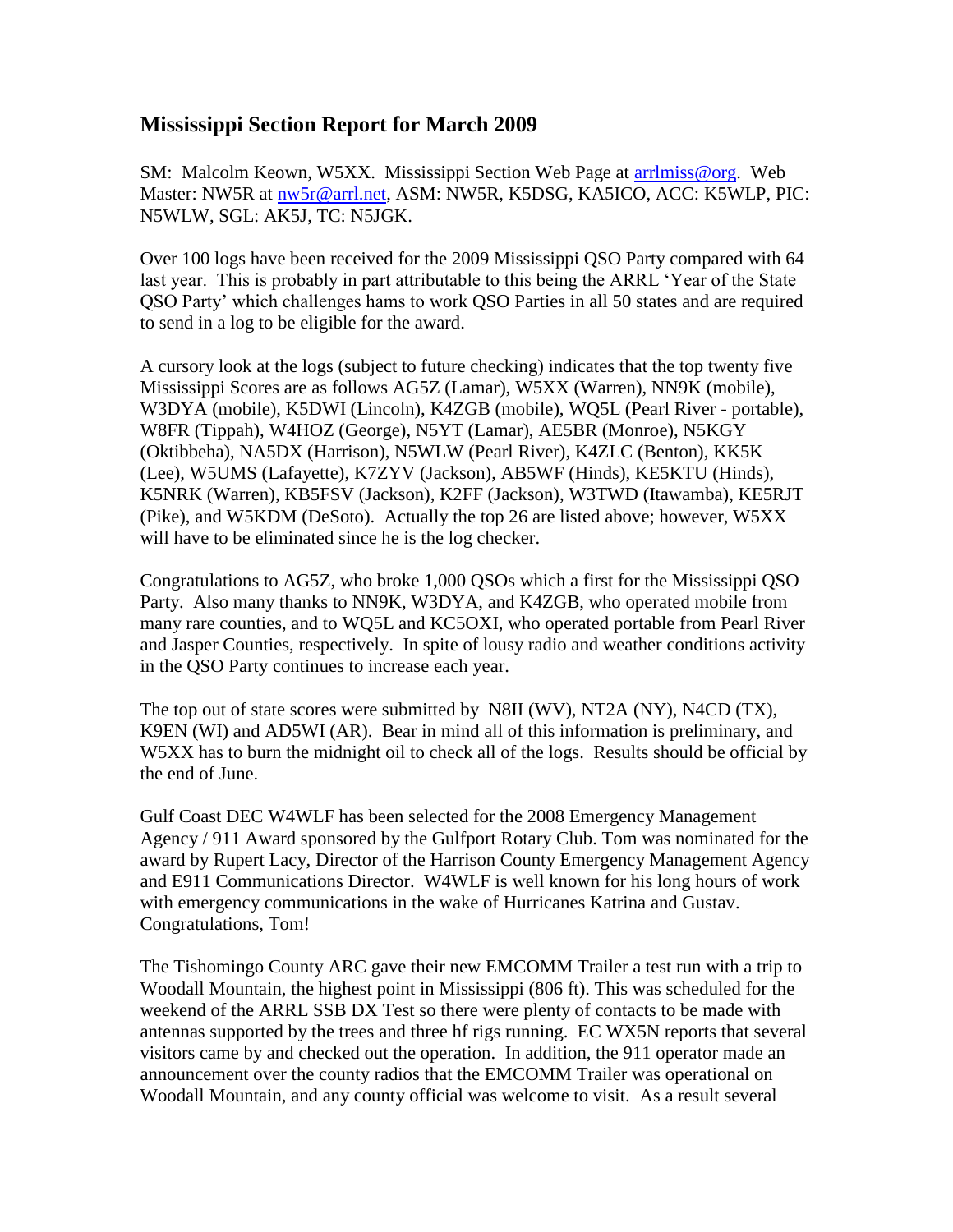## Mississippi Section Report for March 2009

SM: Malcolm Keown, W5XX. Mississippi Section Web Page at arrlmiss@org. Web Master: NW5R at nw5r@arrl.net, ASM: NW5R, K5DSG, KA5ICO, ACC: K5WLP, PIC: N5WLW, SGL: AK5J, TC: N5JGK.

Over 100 logs have been received for the 2009 Mississippi QSO Party compared with 64 last year. This is probably in part attributable to this being the ARRL 'Year of the State QSO Party' which challenges hams to work QSO Parties in all 50 states and are required to send in a log to be eligible for the award.

A cursory look at the logs (subject to future checking) indicates that the top twenty five Mississippi Scores are as follows AG5Z (Lamar), W5XX (Warren), NN9K (mobile), W3DYA (mobile), K5DWI (Lincoln), K4ZGB (mobile), WQ5L (Pearl River - portable), W8FR (Tippah), W4HOZ (George), N5YT (Lamar), AE5BR (Monroe), N5KGY (Oktibbeha), NA5DX (Harrison), N5WLW (Pearl River), K4ZLC (Benton), KK5K (Lee), W5UMS (Lafayette), K7ZYV (Jackson), AB5WF (Hinds), KE5KTU (Hinds), K5NRK (Warren), KB5FSV (Jackson), K2FF (Jackson), W3TWD (Itawamba), KE5RJT (Pike), and W5KDM (DeSoto). Actually the top 26 are listed above; however, W5XX will have to be eliminated since he is the log checker.

Congratulations to AG5Z, who broke 1,000 QSOs which a first for the Mississippi QSO Party. Also many thanks to NN9K, W3DYA, and K4ZGB, who operated mobile from many rare counties, and to WQ5L and KC5OXI, who operated portable from Pearl River and Jasper Counties, respectively. In spite of lousy radio and weather conditions activity in the QSO Party continues to increase each year.

The top out of state scores were submitted by N8II (WV), NT2A (NY), N4CD (TX), K9EN (WI) and AD5WI (AR). Bear in mind all of this information is preliminary, and W5XX has to burn the midnight oil to check all of the logs. Results should be official by the end of June.

Gulf Coast DEC W4WLF has been selected for the 2008 Emergency Management Agency / 911 Award sponsored by the Gulfport Rotary Club. Tom was nominated for the award by Rupert Lacy, Director of the Harrison County Emergency Management Agency and E911 Communications Director. W4WLF is well known for his long hours of work with emergency communications in the wake of Hurricanes Katrina and Gustav. Congratulations, Tom!

The Tishomingo County ARC gave their new EMCOMM Trailer a test run with a trip to Woodall Mountain, the highest point in Mississippi (806 ft). This was scheduled for the weekend of the ARRL SSB DX Test so there were plenty of contacts to be made with antennas supported by the trees and three hf rigs running. EC WX5N reports that several visitors came by and checked out the operation. In addition, the 911 operator made an announcement over the county radios that the EMCOMM Trailer was operational on Woodall Mountain, and any county official was welcome to visit. As a result several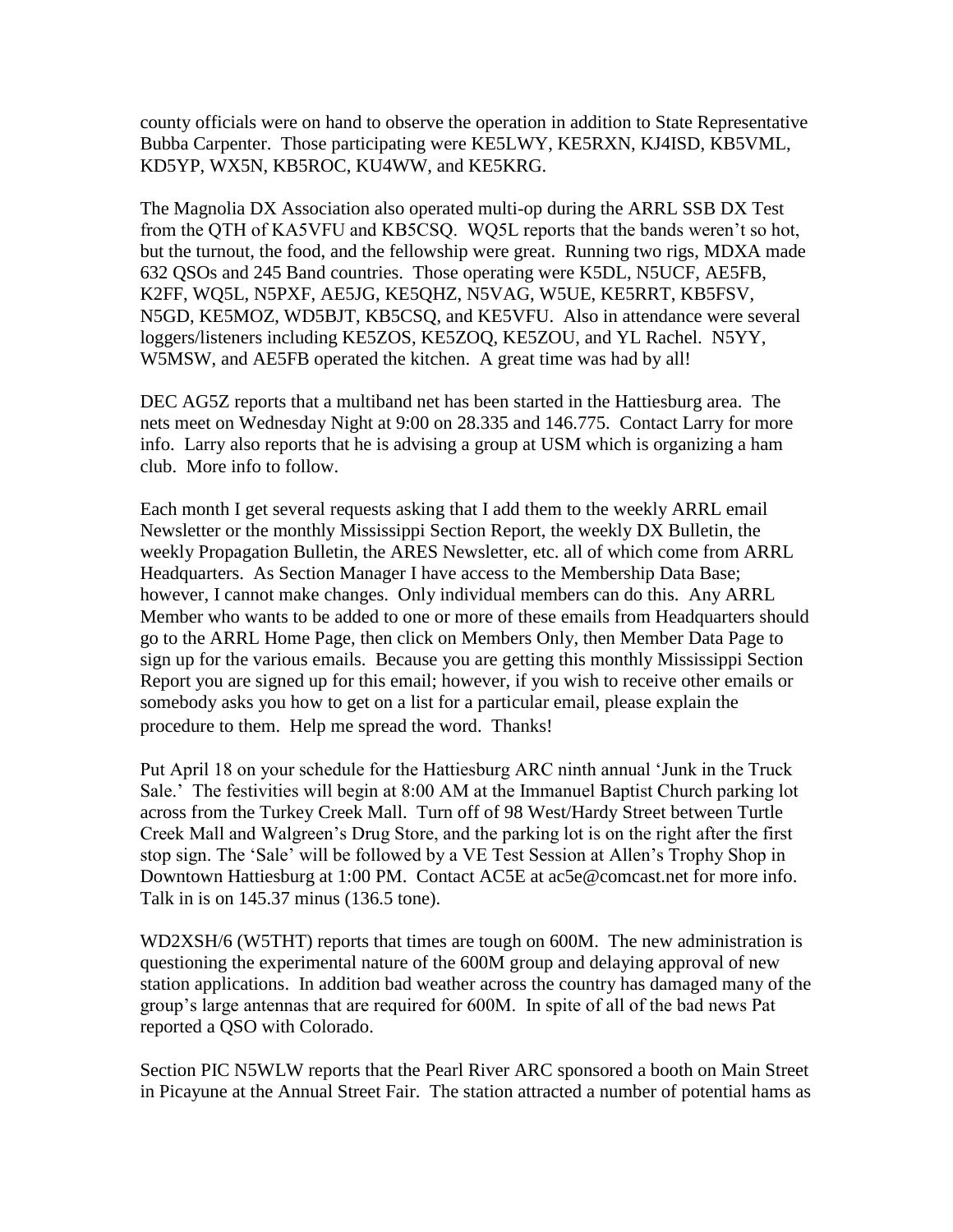county officials were on hand to observe the operation in addition to State Representative Bubba Carpenter. Those participating were KE5LWY, KE5RXN, KJ4ISD, KB5VML, KD5YP, WX5N, KB5ROC, KU4WW, and KE5KRG.

The Magnolia DX Association also operated multi-op during the ARRL SSB DX Test from the QTH of KA5VFU and KB5CSQ. WQ5L reports that the bands weren't so hot, but the turnout, the food, and the fellowship were great. Running two rigs, MDXA made 632 QSOs and 245 Band countries. Those operating were K5DL, N5UCF, AE5FB, K2FF, WQ5L, N5PXF, AE5JG, KE5QHZ, N5VAG, W5UE, KE5RRT, KB5FSV, N5GD, KE5MOZ, WD5BJT, KB5CSQ, and KE5VFU. Also in attendance were several loggers/listeners including KE5ZOS, KE5ZOQ, KE5ZOU, and YL Rachel. N5YY, W5MSW, and AE5FB operated the kitchen. A great time was had by all!

DEC AG5Z reports that a multiband net has been started in the Hattiesburg area. The nets meet on Wednesday Night at 9:00 on 28.335 and 146.775. Contact Larry for more info. Larry also reports that he is advising a group at USM which is organizing a ham club. More info to follow.

Each month I get several requests asking that I add them to the weekly ARRL email Newsletter or the monthly Mississippi Section Report, the weekly DX Bulletin, the weekly Propagation Bulletin, the ARES Newsletter, etc. all of which come from ARRL Headquarters. As Section Manager I have access to the Membership Data Base; however, I cannot make changes. Only individual members can do this. Any ARRL Member who wants to be added to one or more of these emails from Headquarters should go to the ARRL Home Page, then click on Members Only, then Member Data Page to sign up for the various emails. Because you are getting this monthly Mississippi Section Report you are signed up for this email; however, if you wish to receive other emails or somebody asks you how to get on a list for a particular email, please explain the procedure to them. Help me spread the word. Thanks!

Put April 18 on your schedule for the Hattiesburg ARC ninth annual 'Junk in the Truck Sale.' The festivities will begin at 8:00 AM at the Immanuel Baptist Church parking lot across from the Turkey Creek Mall. Turn off of 98 West/Hardy Street between Turtle Creek Mall and Walgreen's Drug Store, and the parking lot is on the right after the first stop sign. The 'Sale' will be followed by a VE Test Session at Allen's Trophy Shop in Downtown Hattiesburg at 1:00 PM. Contact AC5E at ac5e@comcast.net for more info. Talk in is on 145.37 minus (136.5 tone).

WD2XSH/6 (W5THT) reports that times are tough on 600M. The new administration is questioning the experimental nature of the 600M group and delaying approval of new station applications. In addition bad weather across the country has damaged many of the group's large antennas that are required for 600M. In spite of all of the bad news Pat reported a QSO with Colorado.

Section PIC N5WLW reports that the Pearl River ARC sponsored a booth on Main Street in Picayune at the Annual Street Fair. The station attracted a number of potential hams as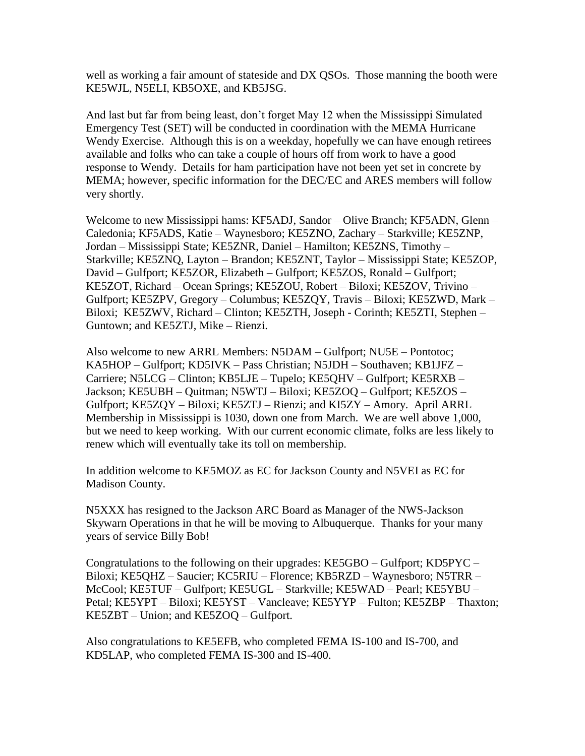well as working a fair amount of stateside and DX QSOs. Those manning the booth were KE5WJL, N5ELI, KB5OXE, and KB5JSG.

And last but far from being least, don't forget May 12 when the Mississippi Simulated Emergency Test (SET) will be conducted in coordination with the MEMA Hurricane Wendy Exercise. Although this is on a weekday, hopefully we can have enough retirees available and folks who can take a couple of hours off from work to have a good response to Wendy. Details for ham participation have not been yet set in concrete by MEMA; however, specific information for the DEC/EC and ARES members will follow very shortly.

Welcome to new Mississippi hams: KF5ADJ, Sandor – Olive Branch; KF5ADN, Glenn – Caledonia; KF5ADS, Katie – Waynesboro; KE5ZNO, Zachary – Starkville; KE5ZNP, Jordan – Mississippi State; KE5ZNR, Daniel – Hamilton; KE5ZNS, Timothy – Starkville; KE5ZNQ, Layton – Brandon; KE5ZNT, Taylor – Mississippi State; KE5ZOP, David – Gulfport; KE5ZOR, Elizabeth – Gulfport; KE5ZOS, Ronald – Gulfport; KE5ZOT, Richard – Ocean Springs; KE5ZOU, Robert – Biloxi; KE5ZOV, Trivino – Gulfport; KE5ZPV, Gregory – Columbus; KE5ZQY, Travis – Biloxi; KE5ZWD, Mark – Biloxi; KE5ZWV, Richard – Clinton; KE5ZTH, Joseph - Corinth; KE5ZTI, Stephen – Guntown; and KE5ZTJ, Mike – Rienzi.

Also welcome to new ARRL Members: N5DAM – Gulfport; NU5E – Pontotoc; KA5HOP – Gulfport; KD5IVK – Pass Christian; N5JDH – Southaven; KB1JFZ – Carriere; N5LCG – Clinton; KB5LJE – Tupelo; KE5QHV – Gulfport; KE5RXB – Jackson; KE5UBH – Quitman; N5WTJ – Biloxi; KE5ZOQ – Gulfport; KE5ZOS – Gulfport; KE5ZQY – Biloxi; KE5ZTJ – Rienzi; and KI5ZY – Amory. April ARRL Membership in Mississippi is 1030, down one from March. We are well above 1,000, but we need to keep working. With our current economic climate, folks are less likely to renew which will eventually take its toll on membership.

In addition welcome to KE5MOZ as EC for Jackson County and N5VEI as EC for Madison County.

N5XXX has resigned to the Jackson ARC Board as Manager of the NWS-Jackson Skywarn Operations in that he will be moving to Albuquerque. Thanks for your many years of service Billy Bob!

Congratulations to the following on their upgrades: KE5GBO – Gulfport; KD5PYC – Biloxi; KE5QHZ – Saucier; KC5RIU – Florence; KB5RZD – Waynesboro; N5TRR – McCool; KE5TUF – Gulfport; KE5UGL – Starkville; KE5WAD – Pearl; KE5YBU – Petal; KE5YPT – Biloxi; KE5YST – Vancleave; KE5YYP – Fulton; KE5ZBP – Thaxton; KE5ZBT – Union; and KE5ZOQ – Gulfport.

Also congratulations to KE5EFB, who completed FEMA IS-100 and IS-700, and KD5LAP, who completed FEMA IS-300 and IS-400.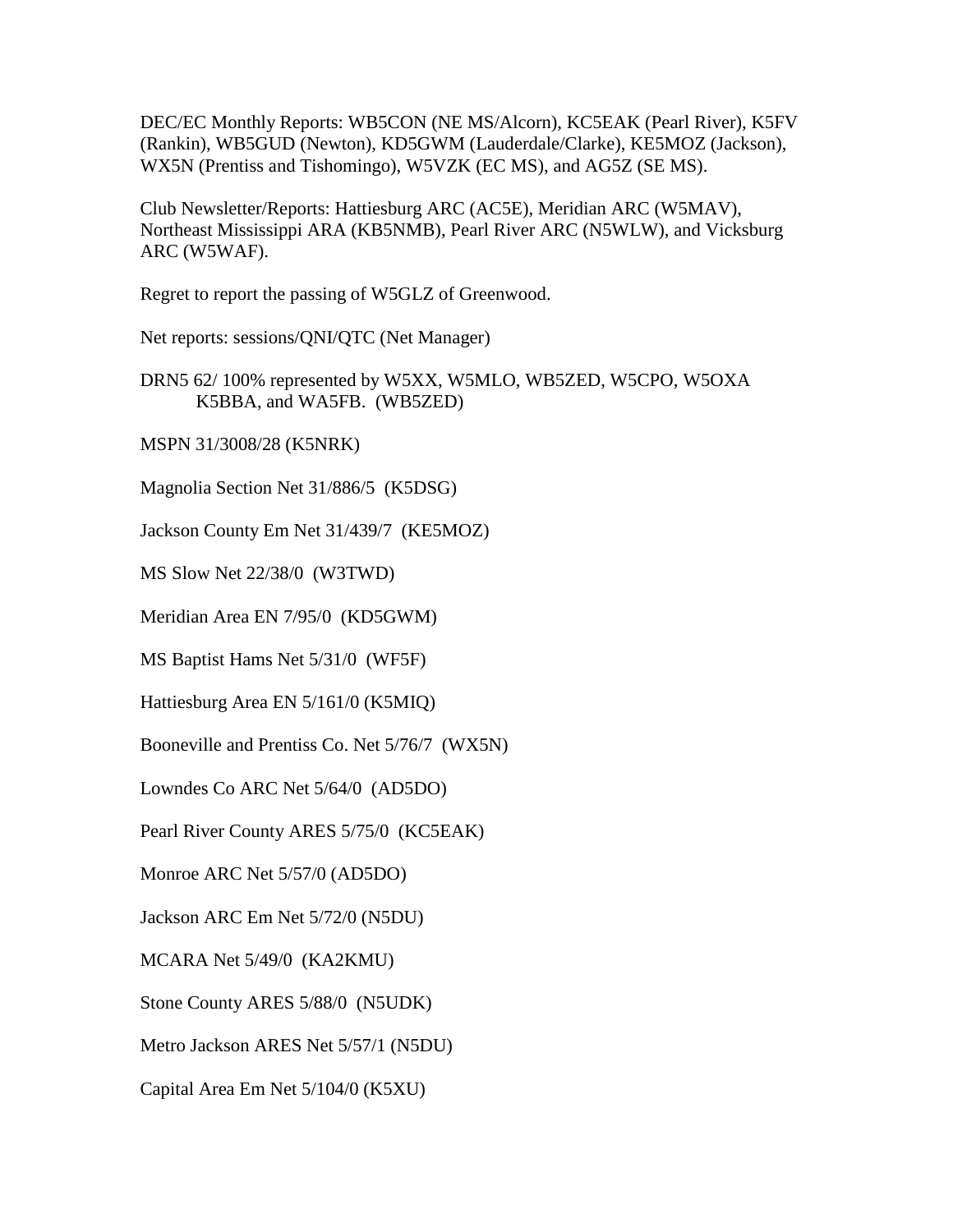DEC/EC Monthly Reports: WB5CON (NE MS/Alcorn), KC5EAK (Pearl River), K5FV (Rankin), WB5GUD (Newton), KD5GWM (Lauderdale/Clarke), KE5MOZ (Jackson), WX5N (Prentiss and Tishomingo), W5VZK (EC MS), and AG5Z (SE MS).

Club Newsletter/Reports: Hattiesburg ARC (AC5E), Meridian ARC (W5MAV), Northeast Mississippi ARA (KB5NMB), Pearl River ARC (N5WLW), and Vicksburg ARC (W5WAF).

Regret to report the passing of W5GLZ of Greenwood.

Net reports: sessions/QNI/QTC (Net Manager)

DRN5 62/ 100% represented by W5XX, W5MLO, WB5ZED, W5CPO, W5OXA K5BBA, and WA5FB. (WB5ZED)

MSPN 31/3008/28 (K5NRK)

Magnolia Section Net 31/886/5 (K5DSG)

Jackson County Em Net 31/439/7 (KE5MOZ)

MS Slow Net 22/38/0 (W3TWD)

Meridian Area EN 7/95/0 (KD5GWM)

MS Baptist Hams Net 5/31/0 (WF5F)

Hattiesburg Area EN 5/161/0 (K5MIQ)

Booneville and Prentiss Co. Net 5/76/7 (WX5N)

Lowndes Co ARC Net 5/64/0 (AD5DO)

Pearl River County ARES 5/75/0 (KC5EAK)

Monroe ARC Net 5/57/0 (AD5DO)

Jackson ARC Em Net 5/72/0 (N5DU)

MCARA Net 5/49/0 (KA2KMU)

Stone County ARES 5/88/0 (N5UDK)

Metro Jackson ARES Net 5/57/1 (N5DU)

Capital Area Em Net 5/104/0 (K5XU)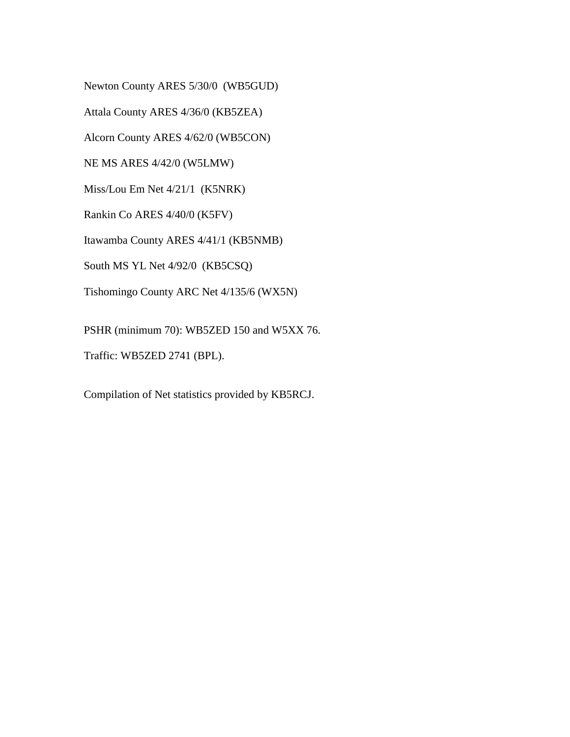Newton County ARES 5/30/0 (WB5GUD)

Attala County ARES 4/36/0 (KB5ZEA)

Alcorn County ARES 4/62/0 (WB5CON)

NE MS ARES 4/42/0 (W5LMW)

Miss/Lou Em Net 4/21/1 (K5NRK)

Rankin Co ARES 4/40/0 (K5FV)

Itawamba County ARES 4/41/1 (KB5NMB)

South MS YL Net 4/92/0 (KB5CSQ)

Tishomingo County ARC Net 4/135/6 (WX5N)

PSHR (minimum 70): WB5ZED 150 and W5XX 76.

Traffic: WB5ZED 2741 (BPL).

Compilation of Net statistics provided by KB5RCJ.